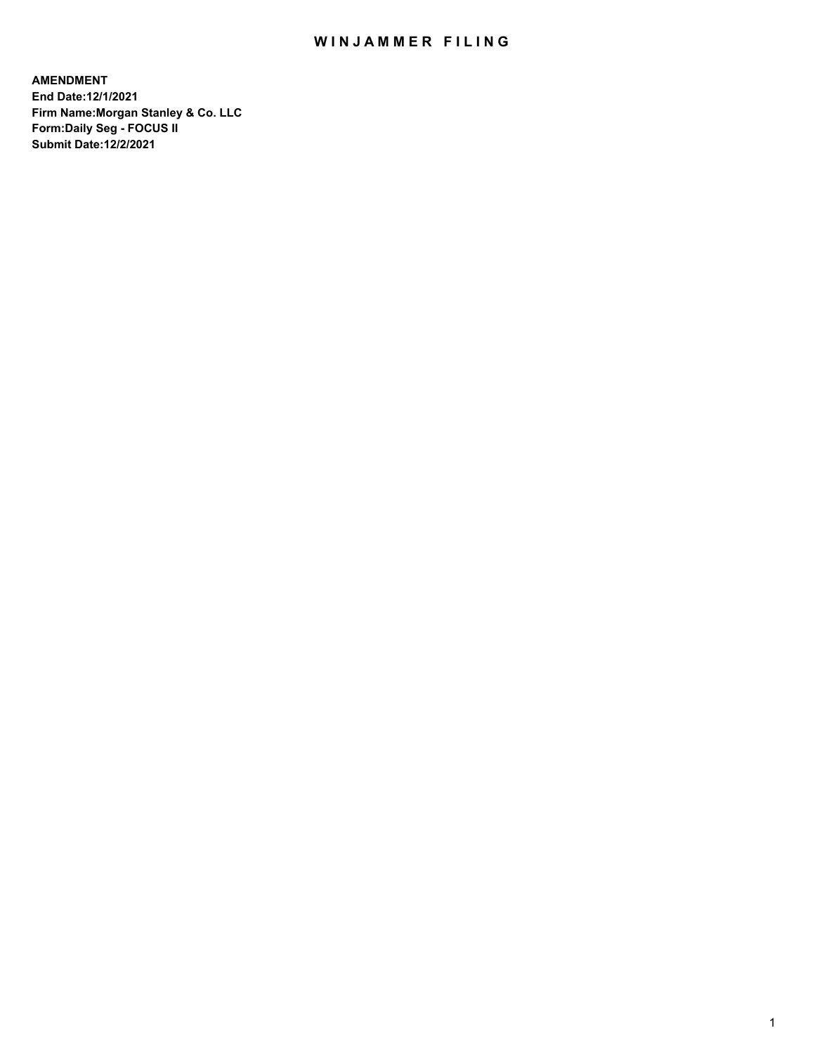# WINJAMMER FILING

**AMENDMENT**
**End Date:12/1/2021**
**Firm Name:Morgan Stanley & Co. LLC**
**Form:Daily Seg - FOCUS II**
**Submit Date:12/2/2021**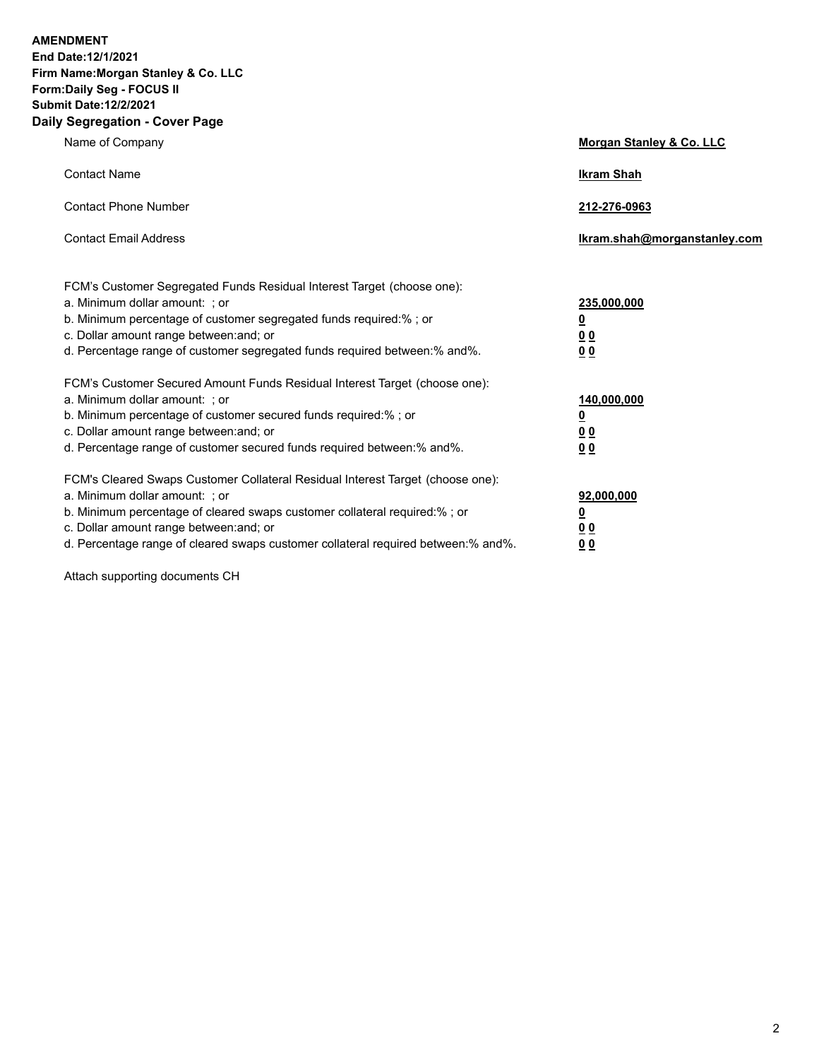**AMENDMENT**
**End Date:12/1/2021**
**Firm Name:Morgan Stanley & Co. LLC**
**Form:Daily Seg - FOCUS II**
**Submit Date:12/2/2021**

## Daily Segregation - Cover Page

| | |
|---|---|
| Name of Company | **Morgan Stanley & Co. LLC** |
| Contact Name | **Ikram Shah** |
| Contact Phone Number | **212-276-0963** |
| Contact Email Address | **Ikram.shah@morganstanley.com** |

| | |
|---|---|
| FCM's Customer Segregated Funds Residual Interest Target (choose one): | |
| a. Minimum dollar amount: ; or | **235,000,000** |
| b. Minimum percentage of customer segregated funds required:% ; or | **0** |
| c. Dollar amount range between:and; or | **0 0** |
| d. Percentage range of customer segregated funds required between:% and%. | **0 0** |
| FCM's Customer Secured Amount Funds Residual Interest Target (choose one): | |
| a. Minimum dollar amount: ; or | **140,000,000** |
| b. Minimum percentage of customer secured funds required:% ; or | **0** |
| c. Dollar amount range between:and; or | **0 0** |
| d. Percentage range of customer secured funds required between:% and%. | **0 0** |
| FCM's Cleared Swaps Customer Collateral Residual Interest Target (choose one): | |
| a. Minimum dollar amount: ; or | **92,000,000** |
| b. Minimum percentage of cleared swaps customer collateral required:% ; or | **0** |
| c. Dollar amount range between:and; or | **0 0** |
| d. Percentage range of cleared swaps customer collateral required between:% and%. | **0 0** |

Attach supporting documents CH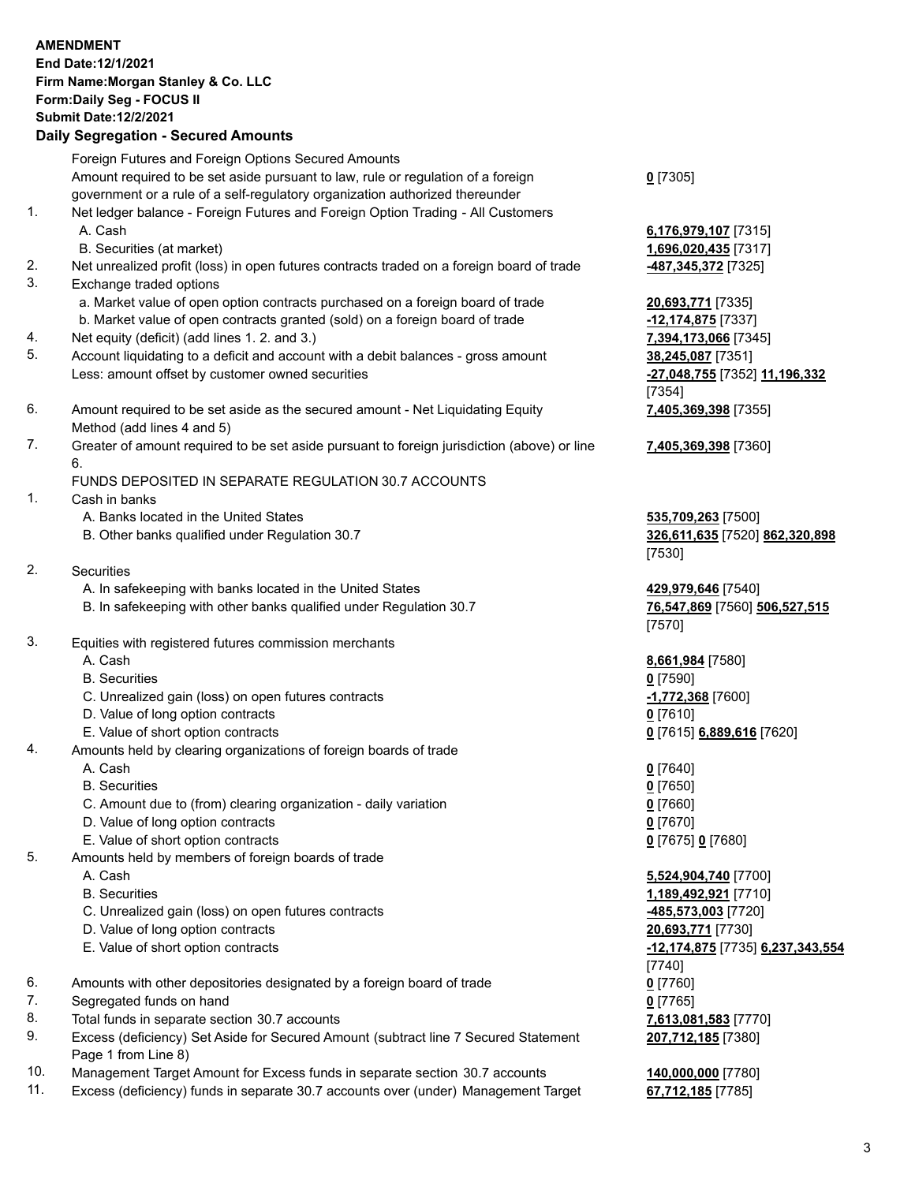**AMENDMENT**
**End Date:12/1/2021**
**Firm Name:Morgan Stanley & Co. LLC**
**Form:Daily Seg - FOCUS II**
**Submit Date:12/2/2021**

## Daily Segregation - Secured Amounts

| | | |
|---|---|---|
| | Foreign Futures and Foreign Options Secured Amounts | |
| | Amount required to be set aside pursuant to law, rule or regulation of a foreign government or a rule of a self-regulatory organization authorized thereunder | **0** [7305] |
| 1. | Net ledger balance - Foreign Futures and Foreign Option Trading - All Customers | |
| | A. Cash | **6,176,979,107** [7315] |
| | B. Securities (at market) | **1,696,020,435** [7317] |
| 2. | Net unrealized profit (loss) in open futures contracts traded on a foreign board of trade | **-487,345,372** [7325] |
| 3. | Exchange traded options | |
| | a. Market value of open option contracts purchased on a foreign board of trade | **20,693,771** [7335] |
| | b. Market value of open contracts granted (sold) on a foreign board of trade | **-12,174,875** [7337] |
| 4. | Net equity (deficit) (add lines 1. 2. and 3.) | **7,394,173,066** [7345] |
| 5. | Account liquidating to a deficit and account with a debit balances - gross amount | **38,245,087** [7351] |
| | Less: amount offset by customer owned securities | **-27,048,755** [7352] **11,196,332** [7354] |
| 6. | Amount required to be set aside as the secured amount - Net Liquidating Equity Method (add lines 4 and 5) | **7,405,369,398** [7355] |
| 7. | Greater of amount required to be set aside pursuant to foreign jurisdiction (above) or line 6. | **7,405,369,398** [7360] |
| | FUNDS DEPOSITED IN SEPARATE REGULATION 30.7 ACCOUNTS | |
| 1. | Cash in banks | |
| | A. Banks located in the United States | **535,709,263** [7500] |
| | B. Other banks qualified under Regulation 30.7 | **326,611,635** [7520] **862,320,898** [7530] |
| 2. | Securities | |
| | A. In safekeeping with banks located in the United States | **429,979,646** [7540] |
| | B. In safekeeping with other banks qualified under Regulation 30.7 | **76,547,869** [7560] **506,527,515** [7570] |
| 3. | Equities with registered futures commission merchants | |
| | A. Cash | **8,661,984** [7580] |
| | B. Securities | **0** [7590] |
| | C. Unrealized gain (loss) on open futures contracts | **-1,772,368** [7600] |
| | D. Value of long option contracts | **0** [7610] |
| | E. Value of short option contracts | **0** [7615] **6,889,616** [7620] |
| 4. | Amounts held by clearing organizations of foreign boards of trade | |
| | A. Cash | **0** [7640] |
| | B. Securities | **0** [7650] |
| | C. Amount due to (from) clearing organization - daily variation | **0** [7660] |
| | D. Value of long option contracts | **0** [7670] |
| | E. Value of short option contracts | **0** [7675] **0** [7680] |
| 5. | Amounts held by members of foreign boards of trade | |
| | A. Cash | **5,524,904,740** [7700] |
| | B. Securities | **1,189,492,921** [7710] |
| | C. Unrealized gain (loss) on open futures contracts | **-485,573,003** [7720] |
| | D. Value of long option contracts | **20,693,771** [7730] |
| | E. Value of short option contracts | **-12,174,875** [7735] **6,237,343,554** [7740] |
| 6. | Amounts with other depositories designated by a foreign board of trade | **0** [7760] |
| 7. | Segregated funds on hand | **0** [7765] |
| 8. | Total funds in separate section 30.7 accounts | **7,613,081,583** [7770] |
| 9. | Excess (deficiency) Set Aside for Secured Amount (subtract line 7 Secured Statement Page 1 from Line 8) | **207,712,185** [7380] |
| 10. | Management Target Amount for Excess funds in separate section 30.7 accounts | **140,000,000** [7780] |
| 11. | Excess (deficiency) funds in separate 30.7 accounts over (under) Management Target | **67,712,185** [7785] |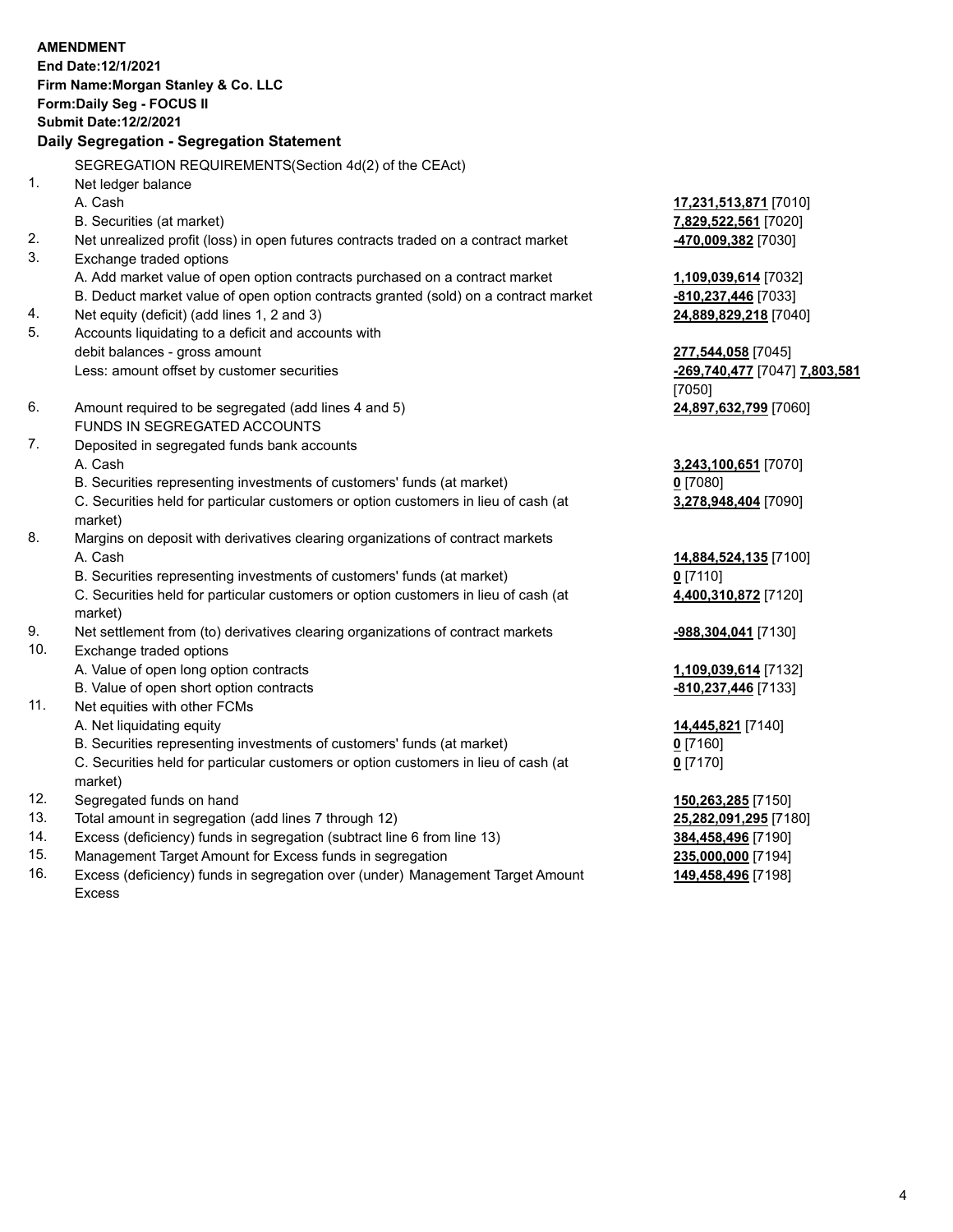**AMENDMENT**
**End Date:12/1/2021**
**Firm Name:Morgan Stanley & Co. LLC**
**Form:Daily Seg - FOCUS II**
**Submit Date:12/2/2021**

**Daily Segregation - Segregation Statement**

SEGREGATION REQUIREMENTS(Section 4d(2) of the CEAct)

| | | |
|---|---|---|
| 1. | Net ledger balance | |
| | A. Cash | **17,231,513,871** [7010] |
| | B. Securities (at market) | **7,829,522,561** [7020] |
| 2. | Net unrealized profit (loss) in open futures contracts traded on a contract market | **-470,009,382** [7030] |
| 3. | Exchange traded options | |
| | A. Add market value of open option contracts purchased on a contract market | **1,109,039,614** [7032] |
| | B. Deduct market value of open option contracts granted (sold) on a contract market | **-810,237,446** [7033] |
| 4. | Net equity (deficit) (add lines 1, 2 and 3) | **24,889,829,218** [7040] |
| 5. | Accounts liquidating to a deficit and accounts with debit balances - gross amount | **277,544,058** [7045] |
| | Less: amount offset by customer securities | **-269,740,477** [7047] **7,803,581** [7050] |
| 6. | Amount required to be segregated (add lines 4 and 5) | **24,897,632,799** [7060] |
| | FUNDS IN SEGREGATED ACCOUNTS | |
| 7. | Deposited in segregated funds bank accounts | |
| | A. Cash | **3,243,100,651** [7070] |
| | B. Securities representing investments of customers' funds (at market) | **0** [7080] |
| | C. Securities held for particular customers or option customers in lieu of cash (at market) | **3,278,948,404** [7090] |
| 8. | Margins on deposit with derivatives clearing organizations of contract markets | |
| | A. Cash | **14,884,524,135** [7100] |
| | B. Securities representing investments of customers' funds (at market) | **0** [7110] |
| | C. Securities held for particular customers or option customers in lieu of cash (at market) | **4,400,310,872** [7120] |
| 9. | Net settlement from (to) derivatives clearing organizations of contract markets | **-988,304,041** [7130] |
| 10. | Exchange traded options | |
| | A. Value of open long option contracts | **1,109,039,614** [7132] |
| | B. Value of open short option contracts | **-810,237,446** [7133] |
| 11. | Net equities with other FCMs | |
| | A. Net liquidating equity | **14,445,821** [7140] |
| | B. Securities representing investments of customers' funds (at market) | **0** [7160] |
| | C. Securities held for particular customers or option customers in lieu of cash (at market) | **0** [7170] |
| 12. | Segregated funds on hand | **150,263,285** [7150] |
| 13. | Total amount in segregation (add lines 7 through 12) | **25,282,091,295** [7180] |
| 14. | Excess (deficiency) funds in segregation (subtract line 6 from line 13) | **384,458,496** [7190] |
| 15. | Management Target Amount for Excess funds in segregation | **235,000,000** [7194] |
| 16. | Excess (deficiency) funds in segregation over (under) Management Target Amount Excess | **149,458,496** [7198] |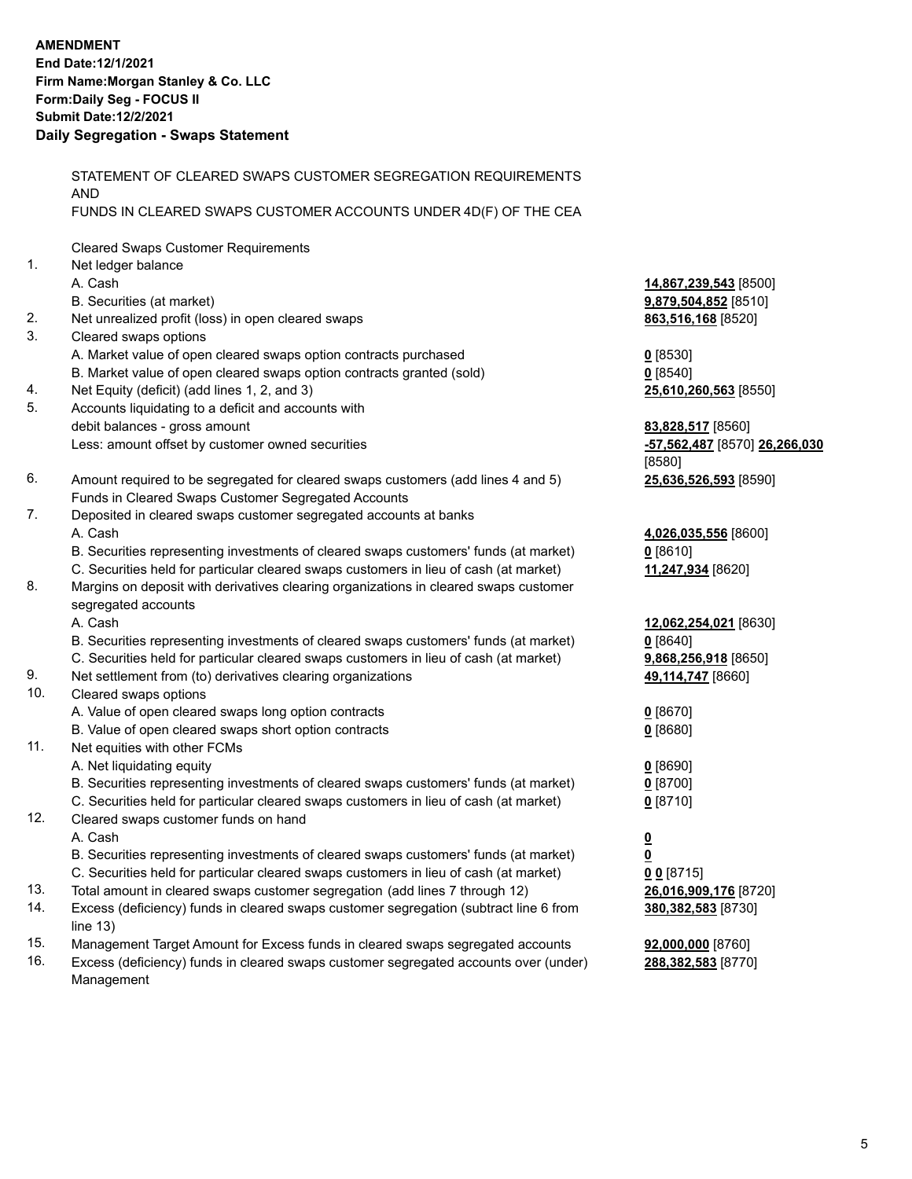**AMENDMENT**
**End Date:12/1/2021**
**Firm Name:Morgan Stanley & Co. LLC**
**Form:Daily Seg - FOCUS II**
**Submit Date:12/2/2021**
**Daily Segregation - Swaps Statement**

STATEMENT OF CLEARED SWAPS CUSTOMER SEGREGATION REQUIREMENTS AND FUNDS IN CLEARED SWAPS CUSTOMER ACCOUNTS UNDER 4D(F) OF THE CEA

| | | |
|---|---|---|
| | Cleared Swaps Customer Requirements | |
| 1. | Net ledger balance | |
| | A. Cash | **14,867,239,543** [8500] |
| | B. Securities (at market) | **9,879,504,852** [8510] |
| 2. | Net unrealized profit (loss) in open cleared swaps | **863,516,168** [8520] |
| 3. | Cleared swaps options | |
| | A. Market value of open cleared swaps option contracts purchased | **0** [8530] |
| | B. Market value of open cleared swaps option contracts granted (sold) | **0** [8540] |
| 4. | Net Equity (deficit) (add lines 1, 2, and 3) | **25,610,260,563** [8550] |
| 5. | Accounts liquidating to a deficit and accounts with debit balances - gross amount | **83,828,517** [8560] |
| | Less: amount offset by customer owned securities | **-57,562,487** [8570] **26,266,030** [8580] |
| 6. | Amount required to be segregated for cleared swaps customers (add lines 4 and 5) | **25,636,526,593** [8590] |
| | Funds in Cleared Swaps Customer Segregated Accounts | |
| 7. | Deposited in cleared swaps customer segregated accounts at banks | |
| | A. Cash | **4,026,035,556** [8600] |
| | B. Securities representing investments of cleared swaps customers' funds (at market) | **0** [8610] |
| | C. Securities held for particular cleared swaps customers in lieu of cash (at market) | **11,247,934** [8620] |
| 8. | Margins on deposit with derivatives clearing organizations in cleared swaps customer segregated accounts | |
| | A. Cash | **12,062,254,021** [8630] |
| | B. Securities representing investments of cleared swaps customers' funds (at market) | **0** [8640] |
| | C. Securities held for particular cleared swaps customers in lieu of cash (at market) | **9,868,256,918** [8650] |
| 9. | Net settlement from (to) derivatives clearing organizations | **49,114,747** [8660] |
| 10. | Cleared swaps options | |
| | A. Value of open cleared swaps long option contracts | **0** [8670] |
| | B. Value of open cleared swaps short option contracts | **0** [8680] |
| 11. | Net equities with other FCMs | |
| | A. Net liquidating equity | **0** [8690] |
| | B. Securities representing investments of cleared swaps customers' funds (at market) | **0** [8700] |
| | C. Securities held for particular cleared swaps customers in lieu of cash (at market) | **0** [8710] |
| 12. | Cleared swaps customer funds on hand | |
| | A. Cash | **0** |
| | B. Securities representing investments of cleared swaps customers' funds (at market) | **0** |
| | C. Securities held for particular cleared swaps customers in lieu of cash (at market) | **0** **0** [8715] |
| 13. | Total amount in cleared swaps customer segregation (add lines 7 through 12) | **26,016,909,176** [8720] |
| 14. | Excess (deficiency) funds in cleared swaps customer segregation (subtract line 6 from line 13) | **380,382,583** [8730] |
| 15. | Management Target Amount for Excess funds in cleared swaps segregated accounts | **92,000,000** [8760] |
| 16. | Excess (deficiency) funds in cleared swaps customer segregated accounts over (under) Management | **288,382,583** [8770] |